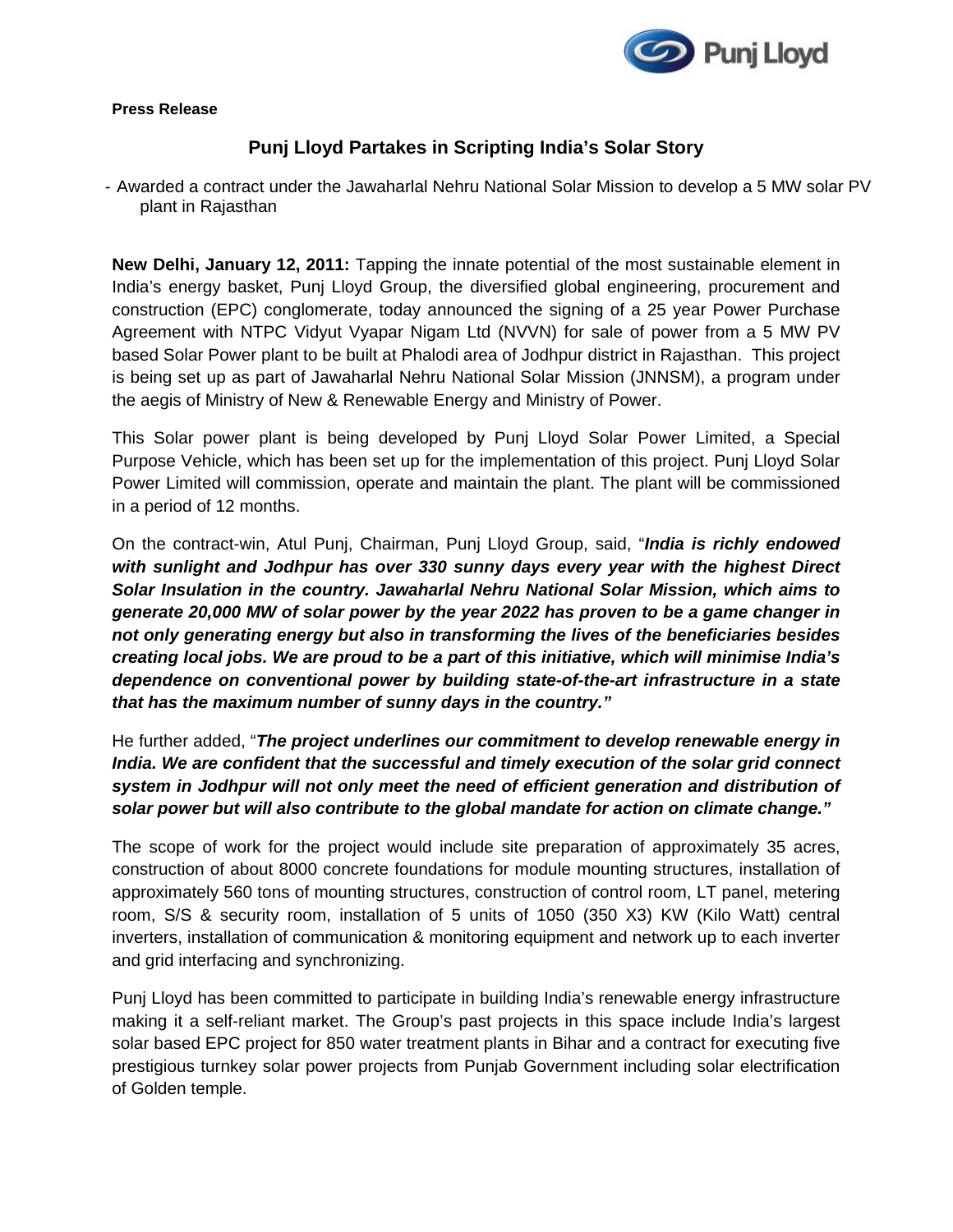**Press Release**

# Punj Lloyd Partakes in Scripting India's Solar Story

- Awarded a contract under the Jawaharlal Nehru National Solar Mission to develop a 5 MW solar PV plant in Rajasthan

**New Delhi, January 12, 2011:** Tapping the innate potential of the most sustainable element in India's energy basket, Punj Lloyd Group, the diversified global engineering, procurement and construction (EPC) conglomerate, today announced the signing of a 25 year Power Purchase Agreement with NTPC Vidyut Vyapar Nigam Ltd (NVVN) for sale of power from a 5 MW PV based Solar Power plant to be built at Phalodi area of Jodhpur district in Rajasthan. This project is being set up as part of Jawaharlal Nehru National Solar Mission (JNNSM), a program under the aegis of Ministry of New & Renewable Energy and Ministry of Power.

This Solar power plant is being developed by Punj Lloyd Solar Power Limited, a Special Purpose Vehicle, which has been set up for the implementation of this project. Punj Lloyd Solar Power Limited will commission, operate and maintain the plant. The plant will be commissioned in a period of 12 months.

On the contract-win, Atul Punj, Chairman, Punj Lloyd Group, said, "***India is richly endowed with sunlight and Jodhpur has over 330 sunny days every year with the highest Direct Solar Insulation in the country. Jawaharlal Nehru National Solar Mission, which aims to generate 20,000 MW of solar power by the year 2022 has proven to be a game changer in not only generating energy but also in transforming the lives of the beneficiaries besides creating local jobs. We are proud to be a part of this initiative, which will minimise India's dependence on conventional power by building state-of-the-art infrastructure in a state that has the maximum number of sunny days in the country."***

He further added, "***The project underlines our commitment to develop renewable energy in India. We are confident that the successful and timely execution of the solar grid connect system in Jodhpur will not only meet the need of efficient generation and distribution of solar power but will also contribute to the global mandate for action on climate change."***

The scope of work for the project would include site preparation of approximately 35 acres, construction of about 8000 concrete foundations for module mounting structures, installation of approximately 560 tons of mounting structures, construction of control room, LT panel, metering room, S/S & security room, installation of 5 units of 1050 (350 X3) KW (Kilo Watt) central inverters, installation of communication & monitoring equipment and network up to each inverter and grid interfacing and synchronizing.

Punj Lloyd has been committed to participate in building India's renewable energy infrastructure making it a self-reliant market. The Group's past projects in this space include India's largest solar based EPC project for 850 water treatment plants in Bihar and a contract for executing five prestigious turnkey solar power projects from Punjab Government including solar electrification of Golden temple.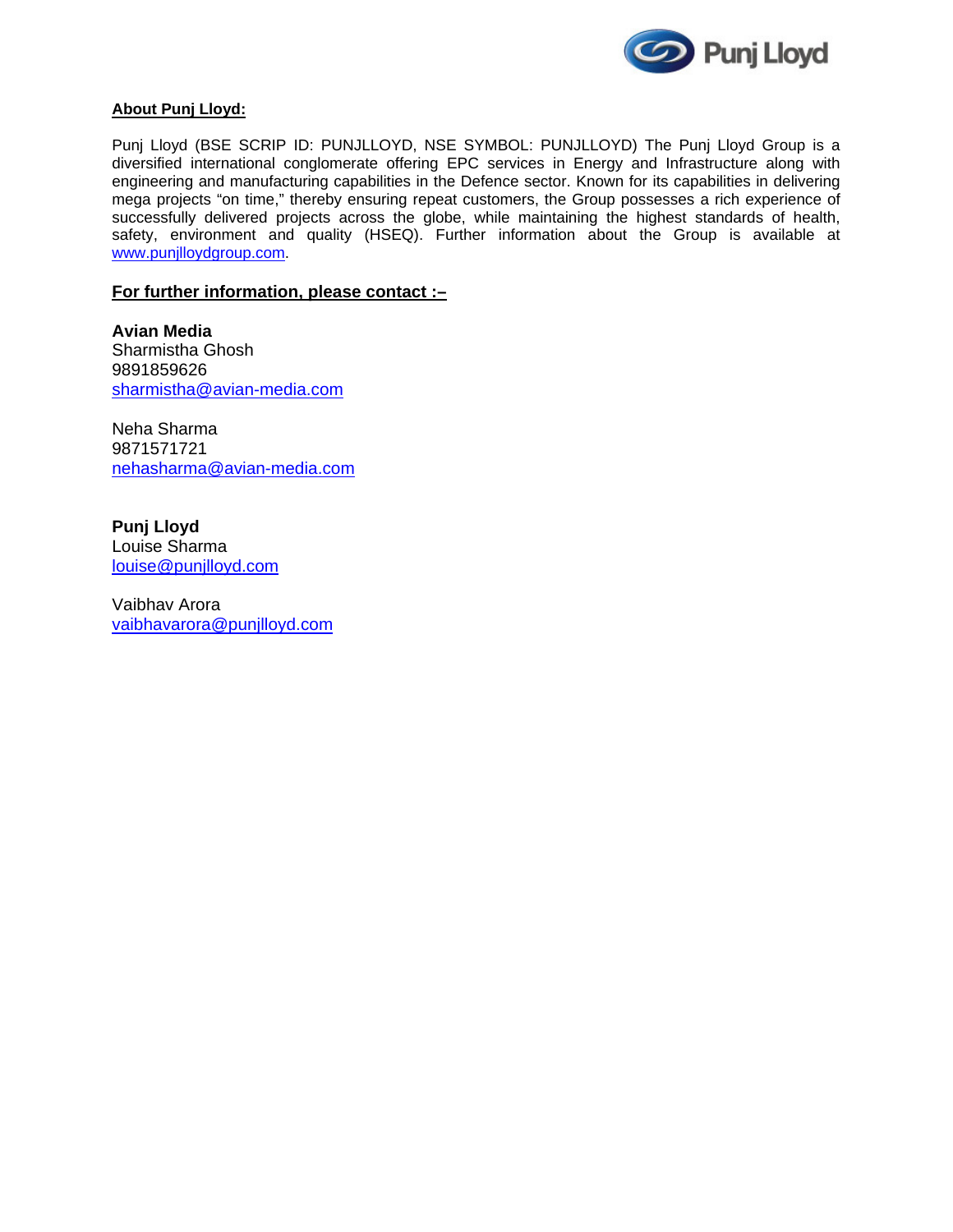**About Punj Lloyd:**

Punj Lloyd (BSE SCRIP ID: PUNJLLOYD, NSE SYMBOL: PUNJLLOYD) The Punj Lloyd Group is a diversified international conglomerate offering EPC services in Energy and Infrastructure along with engineering and manufacturing capabilities in the Defence sector. Known for its capabilities in delivering mega projects "on time," thereby ensuring repeat customers, the Group possesses a rich experience of successfully delivered projects across the globe, while maintaining the highest standards of health, safety, environment and quality (HSEQ). Further information about the Group is available at www.punjlloydgroup.com.

**For further information, please contact :–**

**Avian Media**
Sharmistha Ghosh
9891859626
sharmistha@avian-media.com

Neha Sharma
9871571721
nehasharma@avian-media.com

**Punj Lloyd**
Louise Sharma
louise@punjlloyd.com

Vaibhav Arora
vaibhavarora@punjlloyd.com